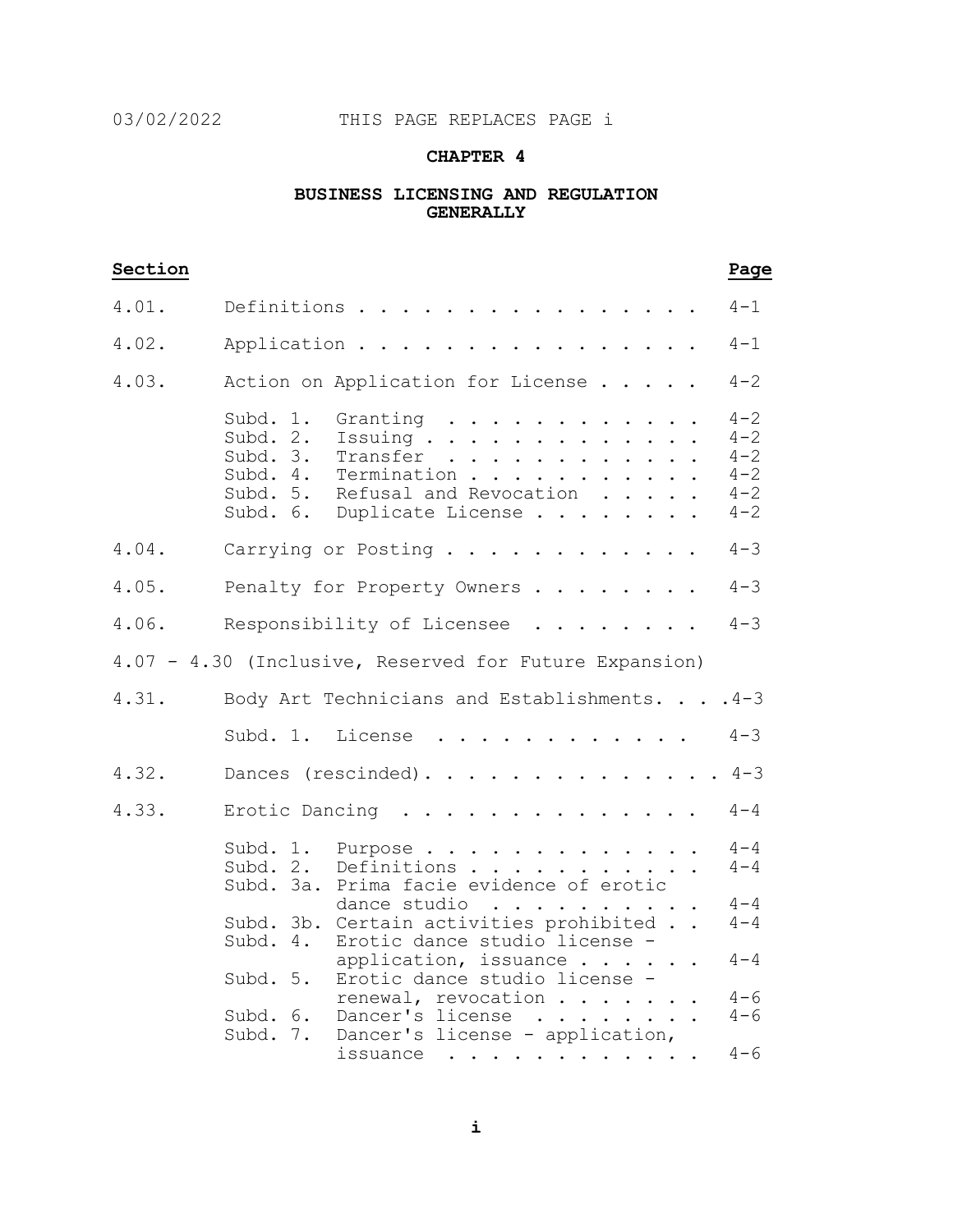03/02/2022 THIS PAGE REPLACES PAGE i

# CHAPTER 4

## BUSINESS LICENSING AND REGULATION GENERALLY

| Section | | Page |
|---|---|---|
| 4.01. | Definitions | 4-1 |
| 4.02. | Application | 4-1 |
| 4.03. | Action on Application for License | 4-2 |
| | Subd. 1. Granting | 4-2 |
| | Subd. 2. Issuing | 4-2 |
| | Subd. 3. Transfer | 4-2 |
| | Subd. 4. Termination | 4-2 |
| | Subd. 5. Refusal and Revocation | 4-2 |
| | Subd. 6. Duplicate License | 4-2 |
| 4.04. | Carrying or Posting | 4-3 |
| 4.05. | Penalty for Property Owners | 4-3 |
| 4.06. | Responsibility of Licensee | 4-3 |
| 4.07 - 4.30 (Inclusive, Reserved for Future Expansion) | | |
| 4.31. | Body Art Technicians and Establishments | 4-3 |
| | Subd. 1. License | 4-3 |
| 4.32. | Dances (rescinded) | 4-3 |
| 4.33. | Erotic Dancing | 4-4 |
| | Subd. 1. Purpose | 4-4 |
| | Subd. 2. Definitions | 4-4 |
| | Subd. 3a. Prima facie evidence of erotic dance studio | 4-4 |
| | Subd. 3b. Certain activities prohibited | 4-4 |
| | Subd. 4. Erotic dance studio license - application, issuance | 4-4 |
| | Subd. 5. Erotic dance studio license - renewal, revocation | 4-6 |
| | Subd. 6. Dancer's license | 4-6 |
| | Subd. 7. Dancer's license - application, issuance | 4-6 |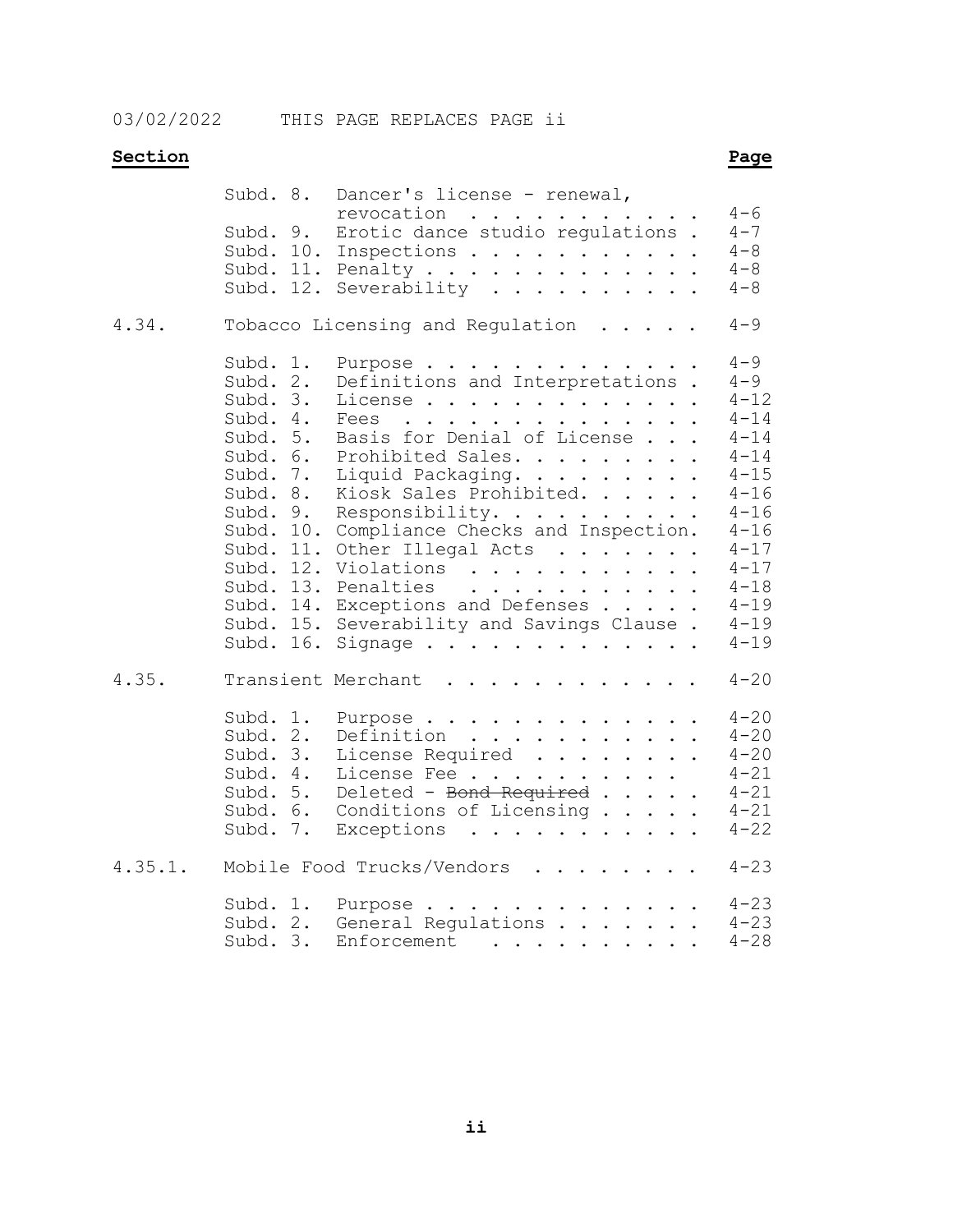03/02/2022 THIS PAGE REPLACES PAGE ii

| **Section** | | **Page** |
|---|---|---|
| | Subd. 8. Dancer's license - renewal, revocation | 4-6 |
| | Subd. 9. Erotic dance studio regulations | 4-7 |
| | Subd. 10. Inspections | 4-8 |
| | Subd. 11. Penalty | 4-8 |
| | Subd. 12. Severability | 4-8 |
| 4.34. | Tobacco Licensing and Regulation | 4-9 |
| | Subd. 1. Purpose | 4-9 |
| | Subd. 2. Definitions and Interpretations | 4-9 |
| | Subd. 3. License | 4-12 |
| | Subd. 4. Fees | 4-14 |
| | Subd. 5. Basis for Denial of License | 4-14 |
| | Subd. 6. Prohibited Sales. | 4-14 |
| | Subd. 7. Liquid Packaging. | 4-15 |
| | Subd. 8. Kiosk Sales Prohibited. | 4-16 |
| | Subd. 9. Responsibility. | 4-16 |
| | Subd. 10. Compliance Checks and Inspection. | 4-16 |
| | Subd. 11. Other Illegal Acts | 4-17 |
| | Subd. 12. Violations | 4-17 |
| | Subd. 13. Penalties | 4-18 |
| | Subd. 14. Exceptions and Defenses | 4-19 |
| | Subd. 15. Severability and Savings Clause | 4-19 |
| | Subd. 16. Signage | 4-19 |
| 4.35. | Transient Merchant | 4-20 |
| | Subd. 1. Purpose | 4-20 |
| | Subd. 2. Definition | 4-20 |
| | Subd. 3. License Required | 4-20 |
| | Subd. 4. License Fee | 4-21 |
| | Subd. 5. Deleted - ~~Bond Required~~ | 4-21 |
| | Subd. 6. Conditions of Licensing | 4-21 |
| | Subd. 7. Exceptions | 4-22 |
| 4.35.1. | Mobile Food Trucks/Vendors | 4-23 |
| | Subd. 1. Purpose | 4-23 |
| | Subd. 2. General Regulations | 4-23 |
| | Subd. 3. Enforcement | 4-28 |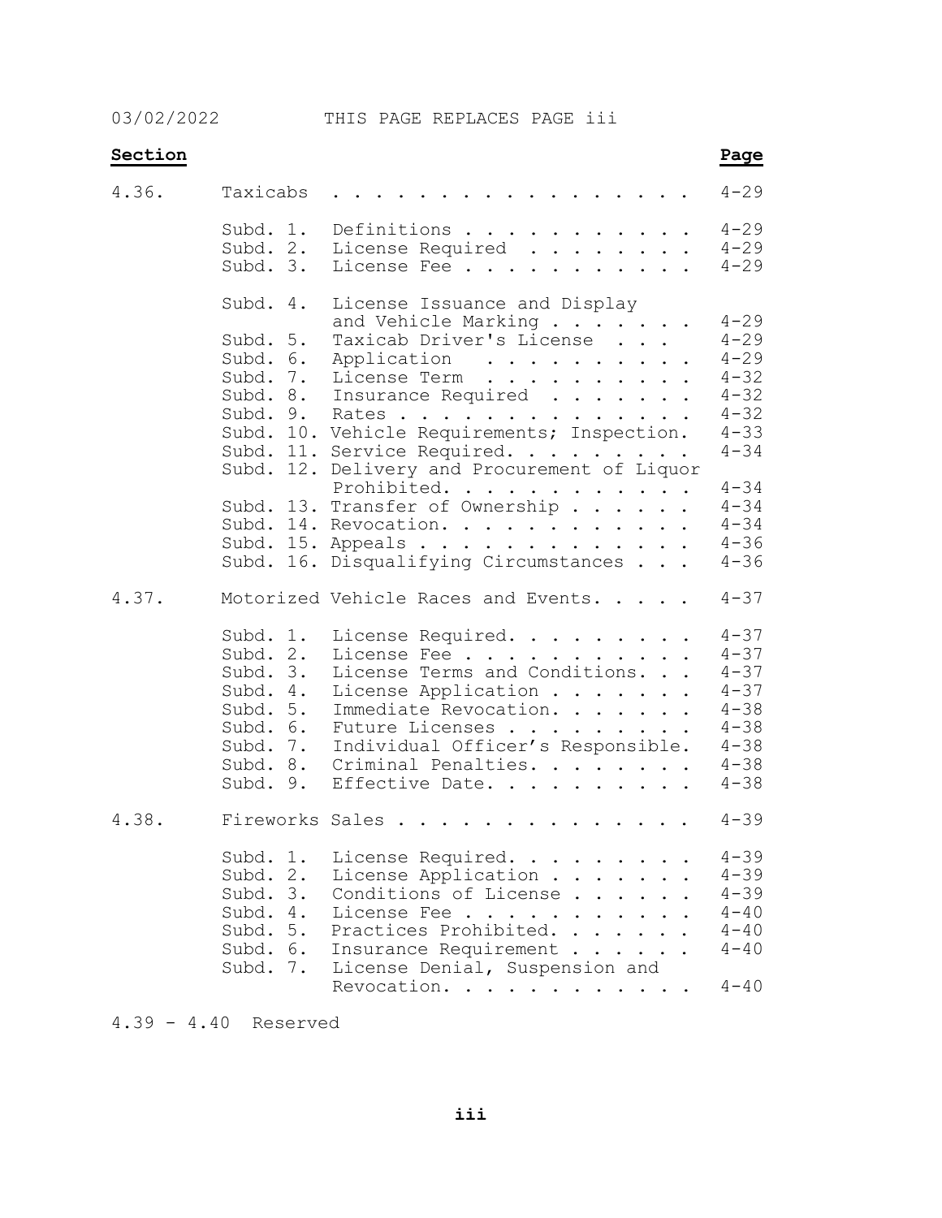03/02/2022 THIS PAGE REPLACES PAGE iii

| Section | | | Page |
|---|---|---|---|
| 4.36. | Taxicabs | | 4-29 |
| | Subd. 1. | Definitions | 4-29 |
| | Subd. 2. | License Required | 4-29 |
| | Subd. 3. | License Fee | 4-29 |
| | Subd. 4. | License Issuance and Display and Vehicle Marking | 4-29 |
| | Subd. 5. | Taxicab Driver's License | 4-29 |
| | Subd. 6. | Application | 4-29 |
| | Subd. 7. | License Term | 4-32 |
| | Subd. 8. | Insurance Required | 4-32 |
| | Subd. 9. | Rates | 4-32 |
| | Subd. 10. | Vehicle Requirements; Inspection. | 4-33 |
| | Subd. 11. | Service Required. | 4-34 |
| | Subd. 12. | Delivery and Procurement of Liquor Prohibited. | 4-34 |
| | Subd. 13. | Transfer of Ownership | 4-34 |
| | Subd. 14. | Revocation. | 4-34 |
| | Subd. 15. | Appeals | 4-36 |
| | Subd. 16. | Disqualifying Circumstances | 4-36 |
| 4.37. | Motorized Vehicle Races and Events. | | 4-37 |
| | Subd. 1. | License Required. | 4-37 |
| | Subd. 2. | License Fee | 4-37 |
| | Subd. 3. | License Terms and Conditions. | 4-37 |
| | Subd. 4. | License Application | 4-37 |
| | Subd. 5. | Immediate Revocation. | 4-38 |
| | Subd. 6. | Future Licenses | 4-38 |
| | Subd. 7. | Individual Officer's Responsible. | 4-38 |
| | Subd. 8. | Criminal Penalties. | 4-38 |
| | Subd. 9. | Effective Date. | 4-38 |
| 4.38. | Fireworks Sales | | 4-39 |
| | Subd. 1. | License Required. | 4-39 |
| | Subd. 2. | License Application | 4-39 |
| | Subd. 3. | Conditions of License | 4-39 |
| | Subd. 4. | License Fee | 4-40 |
| | Subd. 5. | Practices Prohibited. | 4-40 |
| | Subd. 6. | Insurance Requirement | 4-40 |
| | Subd. 7. | License Denial, Suspension and Revocation. | 4-40 |

4.39 - 4.40 Reserved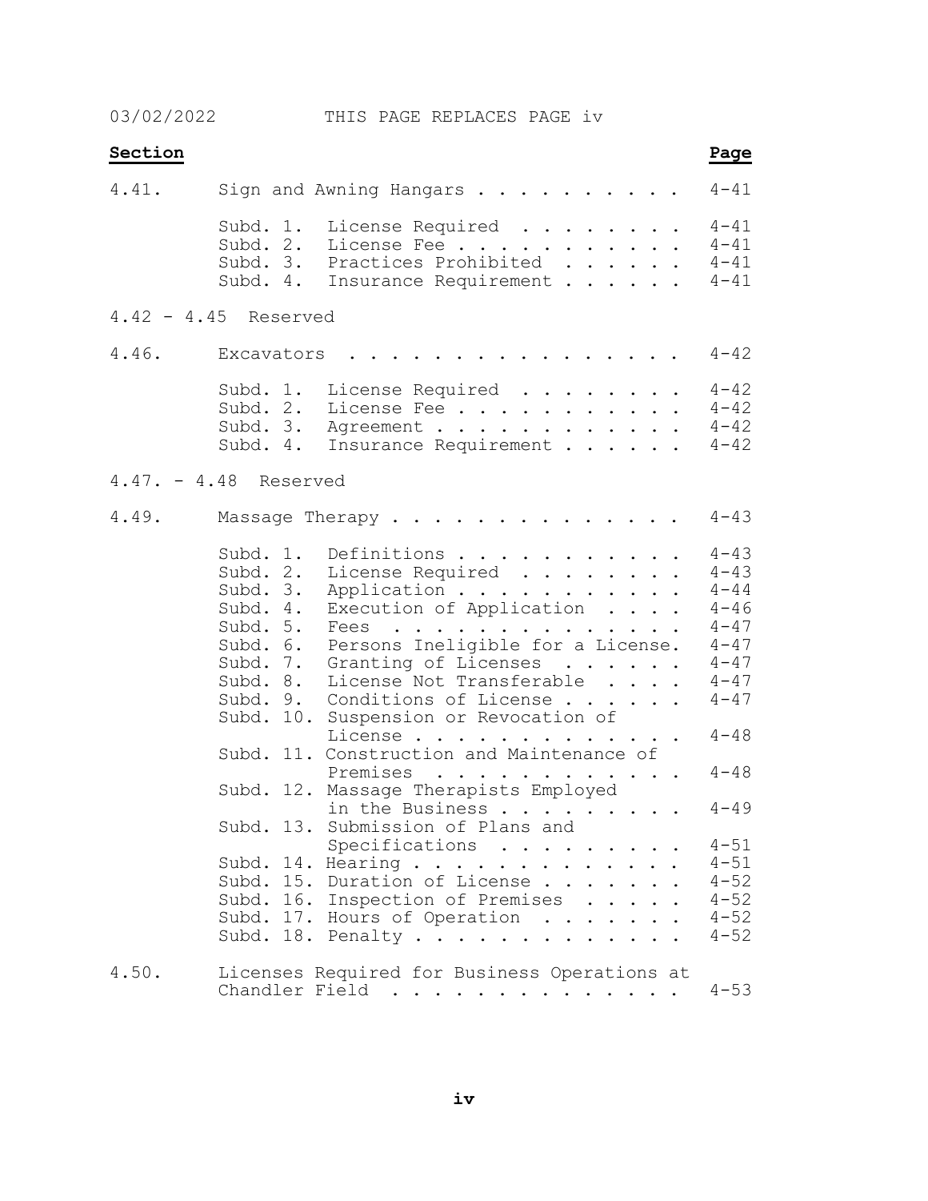03/02/2022 THIS PAGE REPLACES PAGE iv

| Section | | | Page |
|---|---|---|---|
| 4.41. | Sign and Awning Hangars | | 4-41 |
| | Subd. 1. | License Required | 4-41 |
| | Subd. 2. | License Fee | 4-41 |
| | Subd. 3. | Practices Prohibited | 4-41 |
| | Subd. 4. | Insurance Requirement | 4-41 |
| 4.42 - 4.45 | Reserved | | |
| 4.46. | Excavators | | 4-42 |
| | Subd. 1. | License Required | 4-42 |
| | Subd. 2. | License Fee | 4-42 |
| | Subd. 3. | Agreement | 4-42 |
| | Subd. 4. | Insurance Requirement | 4-42 |
| 4.47. - 4.48 | Reserved | | |
| 4.49. | Massage Therapy | | 4-43 |
| | Subd. 1. | Definitions | 4-43 |
| | Subd. 2. | License Required | 4-43 |
| | Subd. 3. | Application | 4-44 |
| | Subd. 4. | Execution of Application | 4-46 |
| | Subd. 5. | Fees | 4-47 |
| | Subd. 6. | Persons Ineligible for a License. | 4-47 |
| | Subd. 7. | Granting of Licenses | 4-47 |
| | Subd. 8. | License Not Transferable | 4-47 |
| | Subd. 9. | Conditions of License | 4-47 |
| | Subd. 10. | Suspension or Revocation of License | 4-48 |
| | Subd. 11. | Construction and Maintenance of Premises | 4-48 |
| | Subd. 12. | Massage Therapists Employed in the Business | 4-49 |
| | Subd. 13. | Submission of Plans and Specifications | 4-51 |
| | Subd. 14. | Hearing | 4-51 |
| | Subd. 15. | Duration of License | 4-52 |
| | Subd. 16. | Inspection of Premises | 4-52 |
| | Subd. 17. | Hours of Operation | 4-52 |
| | Subd. 18. | Penalty | 4-52 |
| 4.50. | Licenses Required for Business Operations at Chandler Field | | 4-53 |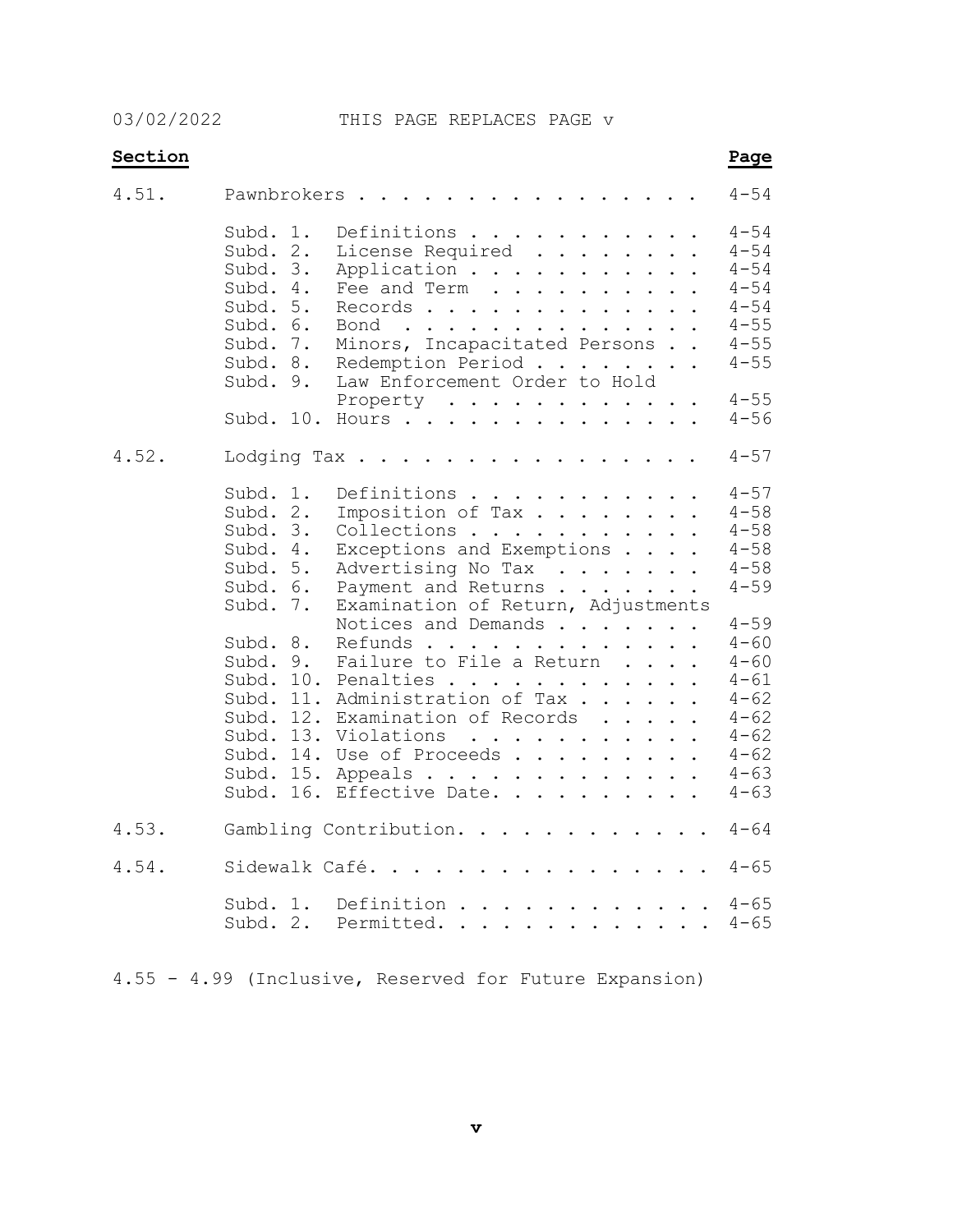03/02/2022 THIS PAGE REPLACES PAGE v

| **Section** | | **Page** |
|---|---|---|
| 4.51. | Pawnbrokers | 4-54 |
| | Subd. 1. Definitions | 4-54 |
| | Subd. 2. License Required | 4-54 |
| | Subd. 3. Application | 4-54 |
| | Subd. 4. Fee and Term | 4-54 |
| | Subd. 5. Records | 4-54 |
| | Subd. 6. Bond | 4-55 |
| | Subd. 7. Minors, Incapacitated Persons | 4-55 |
| | Subd. 8. Redemption Period | 4-55 |
| | Subd. 9. Law Enforcement Order to Hold Property | 4-55 |
| | Subd. 10. Hours | 4-56 |
| 4.52. | Lodging Tax | 4-57 |
| | Subd. 1. Definitions | 4-57 |
| | Subd. 2. Imposition of Tax | 4-58 |
| | Subd. 3. Collections | 4-58 |
| | Subd. 4. Exceptions and Exemptions | 4-58 |
| | Subd. 5. Advertising No Tax | 4-58 |
| | Subd. 6. Payment and Returns | 4-59 |
| | Subd. 7. Examination of Return, Adjustments Notices and Demands | 4-59 |
| | Subd. 8. Refunds | 4-60 |
| | Subd. 9. Failure to File a Return | 4-60 |
| | Subd. 10. Penalties | 4-61 |
| | Subd. 11. Administration of Tax | 4-62 |
| | Subd. 12. Examination of Records | 4-62 |
| | Subd. 13. Violations | 4-62 |
| | Subd. 14. Use of Proceeds | 4-62 |
| | Subd. 15. Appeals | 4-63 |
| | Subd. 16. Effective Date. | 4-63 |
| 4.53. | Gambling Contribution. | 4-64 |
| 4.54. | Sidewalk Café. | 4-65 |
| | Subd. 1. Definition | 4-65 |
| | Subd. 2. Permitted. | 4-65 |

4.55 - 4.99 (Inclusive, Reserved for Future Expansion)